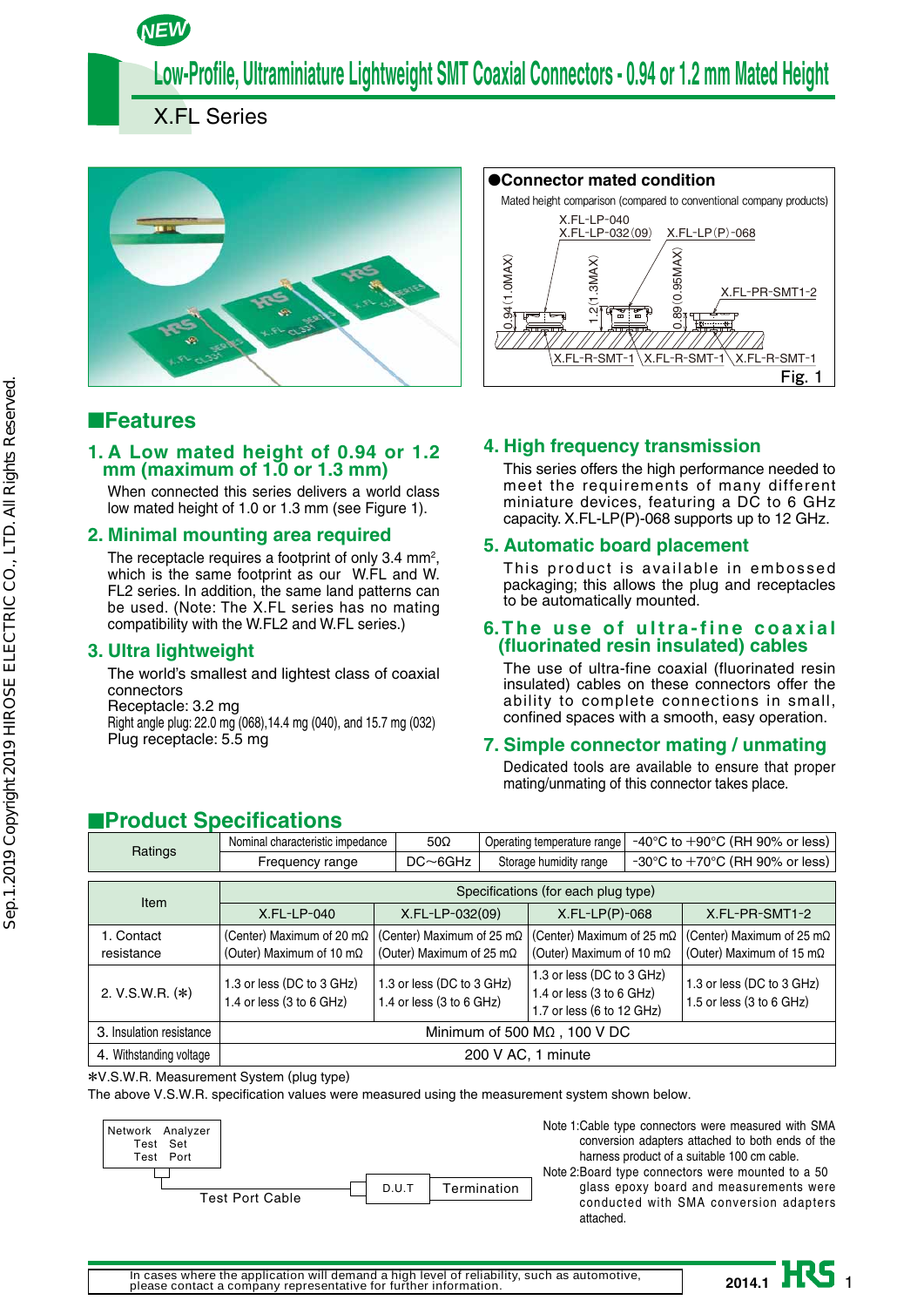NEW

# Low-Profile, Ultraminiature Lightweight SMT Coaxial Connectors - 0.94 or 1.2 mm Mated Height

## X.FL Series

●Connector mated condition

Mated height comparison (compared to conventional company products)

X.FL-LP-040, X.FL-LP-032(09), X.FL-LP(P)-068, X.FL-PR-SMT1-2, X.FL-R-SMT-1, X.FL-R-SMT-1, X.FL-R-SMT-1

0.94(1.0MAX), 1.2(1.3MAX), 0.89(0.95MAX)

Fig. 1

## ■Features

### 1. A Low mated height of 0.94 or 1.2 mm (maximum of 1.0 or 1.3 mm)

When connected this series delivers a world class low mated height of 1.0 or 1.3 mm (see Figure 1).

### 2. Minimal mounting area required

The receptacle requires a footprint of only 3.4 mm$^2$, which is the same footprint as our W.FL and W.FL2 series. In addition, the same land patterns can be used. (Note: The X.FL series has no mating compatibility with the W.FL2 and W.FL series.)

### 3. Ultra lightweight

The world's smallest and lightest class of coaxial connectors

Receptacle: 3.2 mg

Right angle plug: 22.0 mg (068),14.4 mg (040), and 15.7 mg (032)

Plug receptacle: 5.5 mg

### 4. High frequency transmission

This series offers the high performance needed to meet the requirements of many different miniature devices, featuring a DC to 6 GHz capacity. X.FL-LP(P)-068 supports up to 12 GHz.

### 5. Automatic board placement

This product is available in embossed packaging; this allows the plug and receptacles to be automatically mounted.

### 6. The use of ultra-fine coaxial (fluorinated resin insulated) cables

The use of ultra-fine coaxial (fluorinated resin insulated) cables on these connectors offer the ability to complete connections in small, confined spaces with a smooth, easy operation.

### 7. Simple connector mating / unmating

Dedicated tools are available to ensure that proper mating/unmating of this connector takes place.

## ■Product Specifications

| Ratings | Nominal characteristic impedance | 50Ω | Operating temperature range | -40°C to +90°C (RH 90% or less) |
|---|---|---|---|---|
| | Frequency range | DC~6GHz | Storage humidity range | -30°C to +70°C (RH 90% or less) |

| Item | Specifications (for each plug type) | | | |
|---|---|---|---|---|
| | X.FL-LP-040 | X.FL-LP-032(09) | X.FL-LP(P)-068 | X.FL-PR-SMT1-2 |
| 1. Contact resistance | (Center) Maximum of 20 mΩ<br>(Outer) Maximum of 10 mΩ | (Center) Maximum of 25 mΩ<br>(Outer) Maximum of 25 mΩ | (Center) Maximum of 25 mΩ<br>(Outer) Maximum of 10 mΩ | (Center) Maximum of 25 mΩ<br>(Outer) Maximum of 15 mΩ |
| 2. V.S.W.R. (*) | 1.3 or less (DC to 3 GHz)<br>1.4 or less (3 to 6 GHz) | 1.3 or less (DC to 3 GHz)<br>1.4 or less (3 to 6 GHz) | 1.3 or less (DC to 3 GHz)<br>1.4 or less (3 to 6 GHz)<br>1.7 or less (6 to 12 GHz) | 1.3 or less (DC to 3 GHz)<br>1.5 or less (3 to 6 GHz) |
| 3. Insulation resistance | Minimum of 500 MΩ , 100 V DC | | | |
| 4. Withstanding voltage | 200 V AC, 1 minute | | | |

*V.S.W.R. Measurement System (plug type)

The above V.S.W.R. specification values were measured using the measurement system shown below.

Network Analyzer Test Set Test Port — Test Port Cable — D.U.T — Termination

Note 1:Cable type connectors were measured with SMA conversion adapters attached to both ends of the harness product of a suitable 100 cm cable.

Note 2:Board type connectors were mounted to a 50 glass epoxy board and measurements were conducted with SMA conversion adapters attached.

In cases where the application will demand a high level of reliability, such as automotive, please contact a company representative for further information.

2014.1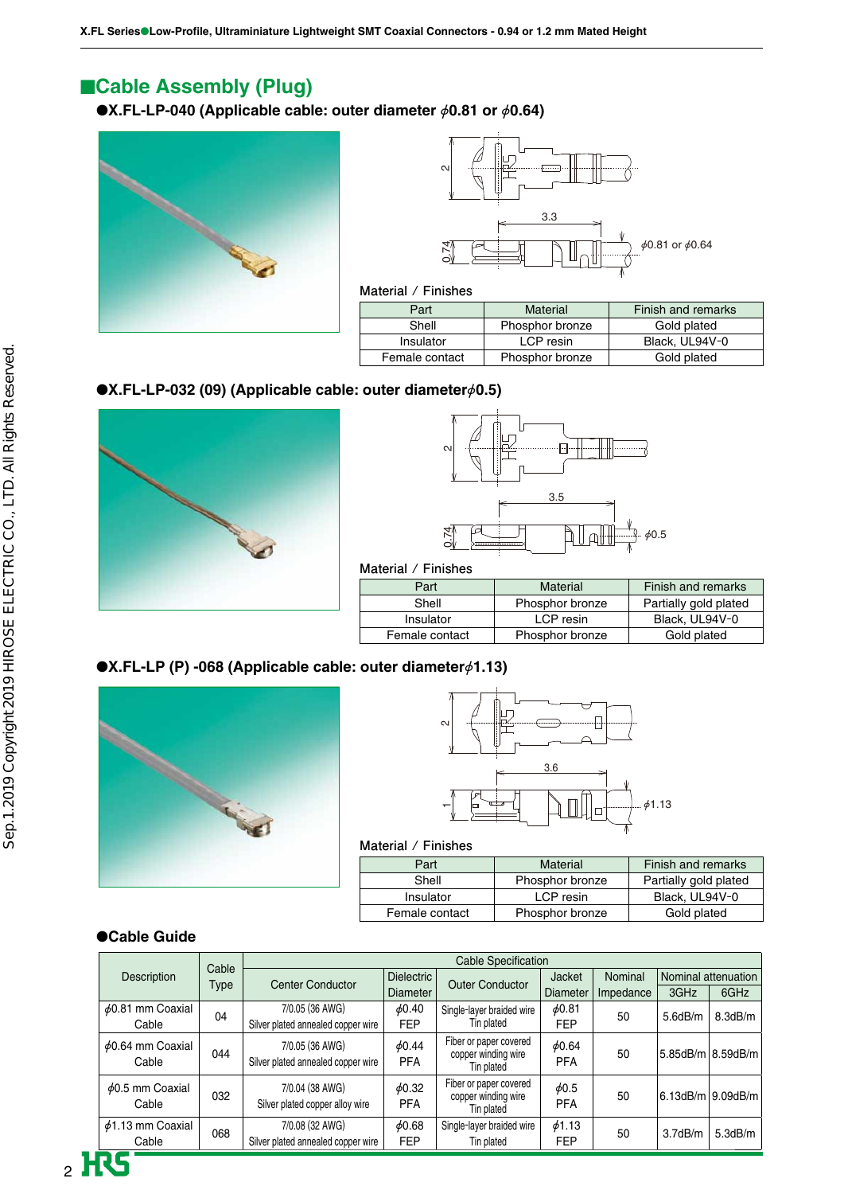## ■Cable Assembly (Plug)

### ●X.FL-LP-040 (Applicable cable: outer diameter ϕ0.81 or ϕ0.64)

Material / Finishes

| Part | Material | Finish and remarks |
|---|---|---|
| Shell | Phosphor bronze | Gold plated |
| Insulator | LCP resin | Black, UL94V-0 |
| Female contact | Phosphor bronze | Gold plated |

### ●X.FL-LP-032 (09) (Applicable cable: outer diameterϕ0.5)

Material / Finishes

| Part | Material | Finish and remarks |
|---|---|---|
| Shell | Phosphor bronze | Partially gold plated |
| Insulator | LCP resin | Black, UL94V-0 |
| Female contact | Phosphor bronze | Gold plated |

### ●X.FL-LP (P) -068 (Applicable cable: outer diameterϕ1.13)

Material / Finishes

| Part | Material | Finish and remarks |
|---|---|---|
| Shell | Phosphor bronze | Partially gold plated |
| Insulator | LCP resin | Black, UL94V-0 |
| Female contact | Phosphor bronze | Gold plated |

### ●Cable Guide

| Description | Cable Type | Cable Specification | | | | | | |
|---|---|---|---|---|---|---|---|---|
| | | Center Conductor | Dielectric Diameter | Outer Conductor | Jacket Diameter | Nominal Impedance | Nominal attenuation 3GHz | Nominal attenuation 6GHz |
| ϕ0.81 mm Coaxial Cable | 04 | 7/0.05 (36 AWG) Silver plated annealed copper wire | ϕ0.40 FEP | Single-layer braided wire Tin plated | ϕ0.81 FEP | 50 | 5.6dB/m | 8.3dB/m |
| ϕ0.64 mm Coaxial Cable | 044 | 7/0.05 (36 AWG) Silver plated annealed copper wire | ϕ0.44 PFA | Fiber or paper covered copper winding wire Tin plated | ϕ0.64 PFA | 50 | 5.85dB/m | 8.59dB/m |
| ϕ0.5 mm Coaxial Cable | 032 | 7/0.04 (38 AWG) Silver plated copper alloy wire | ϕ0.32 PFA | Fiber or paper covered copper winding wire Tin plated | ϕ0.5 PFA | 50 | 6.13dB/m | 9.09dB/m |
| ϕ1.13 mm Coaxial Cable | 068 | 7/0.08 (32 AWG) Silver plated annealed copper wire | ϕ0.68 FEP | Single-layer braided wire Tin plated | ϕ1.13 FEP | 50 | 3.7dB/m | 5.3dB/m |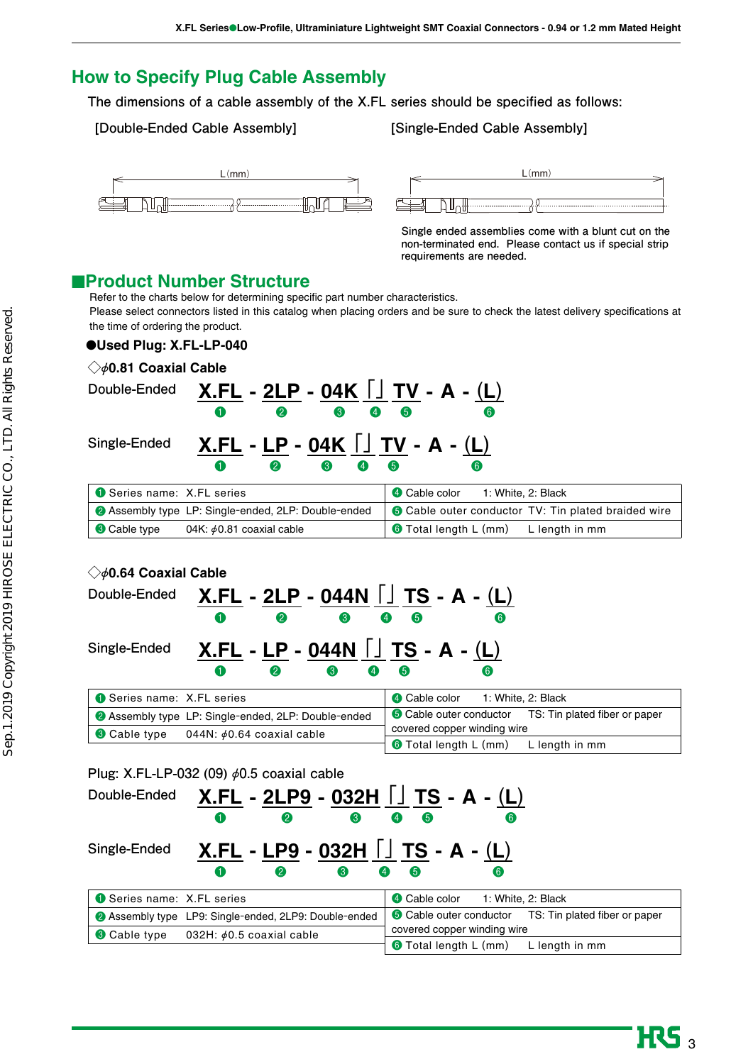## How to Specify Plug Cable Assembly

The dimensions of a cable assembly of the X.FL series should be specified as follows:

[Double-Ended Cable Assembly]

L (mm)

[Single-Ended Cable Assembly]

L (mm)

Single ended assemblies come with a blunt cut on the non-terminated end. Please contact us if special strip requirements are needed.

## ■Product Number Structure

Refer to the charts below for determining specific part number characteristics.
Please select connectors listed in this catalog when placing orders and be sure to check the latest delivery specifications at the time of ordering the product.

### ●Used Plug: X.FL-LP-040

#### ◇ϕ0.81 Coaxial Cable

Double-Ended **X.FL - 2LP - 04K ⌈⌋ TV - A - (L)**
❶ ❷ ❸ ❹ ❺ ❻

Single-Ended **X.FL - LP - 04K ⌈⌋ TV - A - (L)**
❶ ❷ ❸ ❹ ❺ ❻

| | |
|---|---|
| ❶ Series name: X.FL series | ❹ Cable color 1: White, 2: Black |
| ❷ Assembly type LP: Single-ended, 2LP: Double-ended | ❺ Cable outer conductor TV: Tin plated braided wire |
| ❸ Cable type 04K: ϕ0.81 coaxial cable | ❻ Total length L (mm) L length in mm |

#### ◇ϕ0.64 Coaxial Cable

Double-Ended **X.FL - 2LP - 044N ⌈⌋ TS - A - (L)**
❶ ❷ ❸ ❹ ❺ ❻

Single-Ended **X.FL - LP - 044N ⌈⌋ TS - A - (L)**
❶ ❷ ❸ ❹ ❺ ❻

| | |
|---|---|
| ❶ Series name: X.FL series | ❹ Cable color 1: White, 2: Black |
| ❷ Assembly type LP: Single-ended, 2LP: Double-ended | ❺ Cable outer conductor TS: Tin plated fiber or paper covered copper winding wire |
| ❸ Cable type 044N: ϕ0.64 coaxial cable | ❻ Total length L (mm) L length in mm |

Plug: X.FL-LP-032 (09) ϕ0.5 coaxial cable

Double-Ended **X.FL - 2LP9 - 032H ⌈⌋ TS - A - (L)**
❶ ❷ ❸ ❹ ❺ ❻

Single-Ended **X.FL - LP9 - 032H ⌈⌋ TS - A - (L)**
❶ ❷ ❸ ❹ ❺ ❻

| | |
|---|---|
| ❶ Series name: X.FL series | ❹ Cable color 1: White, 2: Black |
| ❷ Assembly type LP9: Single-ended, 2LP9: Double-ended | ❺ Cable outer conductor TS: Tin plated fiber or paper covered copper winding wire |
| ❸ Cable type 032H: ϕ0.5 coaxial cable | ❻ Total length L (mm) L length in mm |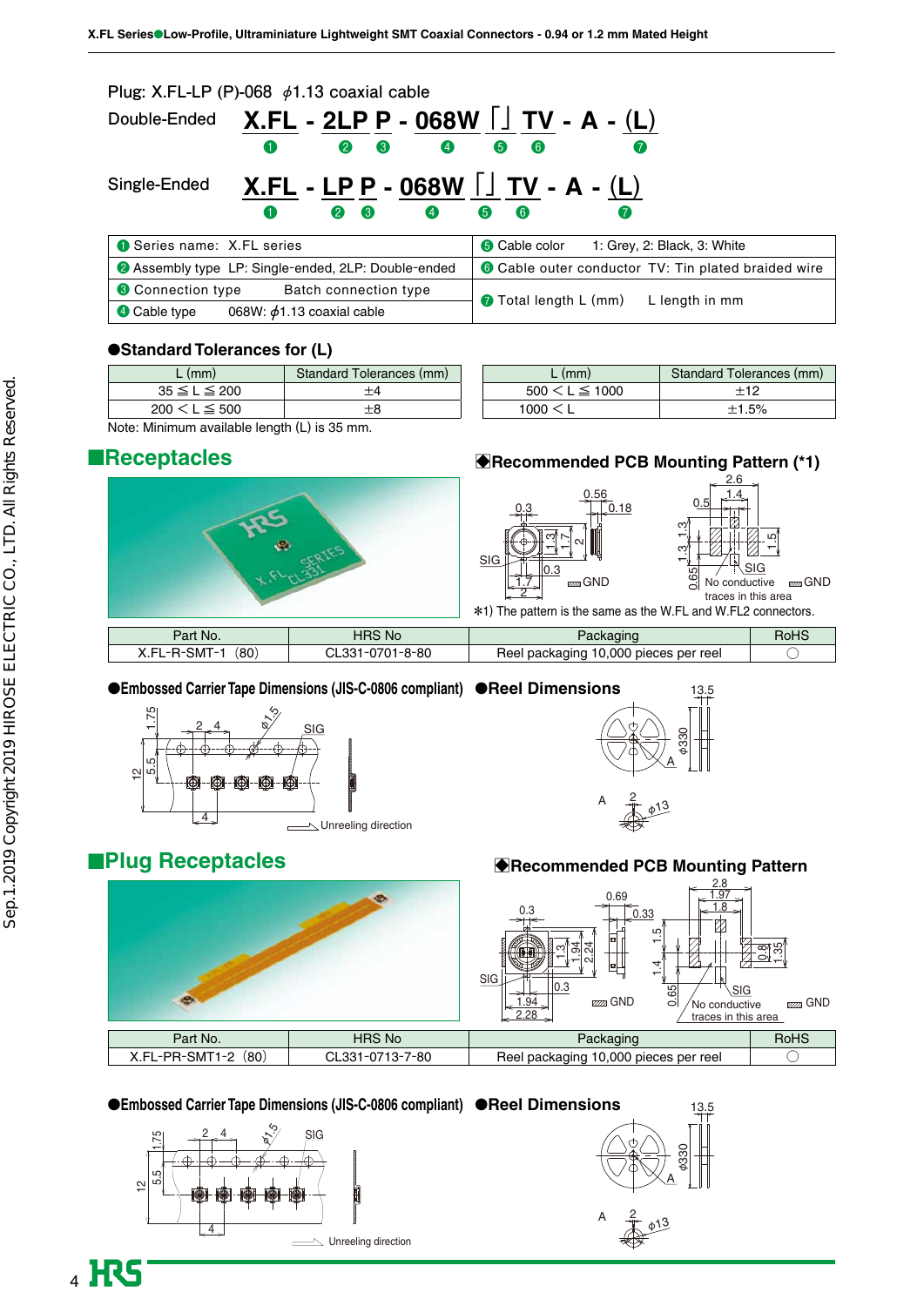Plug: X.FL-LP (P)-068 $\phi$1.13 coaxial cable

Double-Ended **X.FL - 2LP P - 068W [ ] TV - A - (L)**
❶ ❷ ❸ ❹ ❺ ❻ ❼

Single-Ended **X.FL - LP P - 068W [ ] TV - A - (L)**
❶ ❷ ❸ ❹ ❺ ❻ ❼

| | |
|---|---|
| ❶ Series name: X.FL series | ❺ Cable color 1: Grey, 2: Black, 3: White |
| ❷ Assembly type LP: Single-ended, 2LP: Double-ended | ❻ Cable outer conductor TV: Tin plated braided wire |
| ❸ Connection type Batch connection type | ❼ Total length L (mm) L length in mm |
| ❹ Cable type 068W: $\phi$1.13 coaxial cable | |

### ●Standard Tolerances for (L)

| L (mm) | Standard Tolerances (mm) |
|---|---|
| 35 ≦ L ≦ 200 | ±4 |
| 200 ＜ L ≦ 500 | ±8 |
| 500 ＜ L ≦ 1000 | ±12 |
| 1000 ＜ L | ±1.5% |

Note: Minimum available length (L) is 35 mm.

## ■Receptacles

### ◆Recommended PCB Mounting Pattern (*1)

*1) The pattern is the same as the W.FL and W.FL2 connectors.

| Part No. | HRS No | Packaging | RoHS |
|---|---|---|---|
| X.FL-R-SMT-1 (80) | CL331-0701-8-80 | Reel packaging 10,000 pieces per reel | ○ |

### ●Embossed Carrier Tape Dimensions (JIS-C-0806 compliant)

### ●Reel Dimensions

## ■Plug Receptacles

### ◆Recommended PCB Mounting Pattern

| Part No. | HRS No | Packaging | RoHS |
|---|---|---|---|
| X.FL-PR-SMT1-2 (80) | CL331-0713-7-80 | Reel packaging 10,000 pieces per reel | ○ |

### ●Embossed Carrier Tape Dimensions (JIS-C-0806 compliant)

### ●Reel Dimensions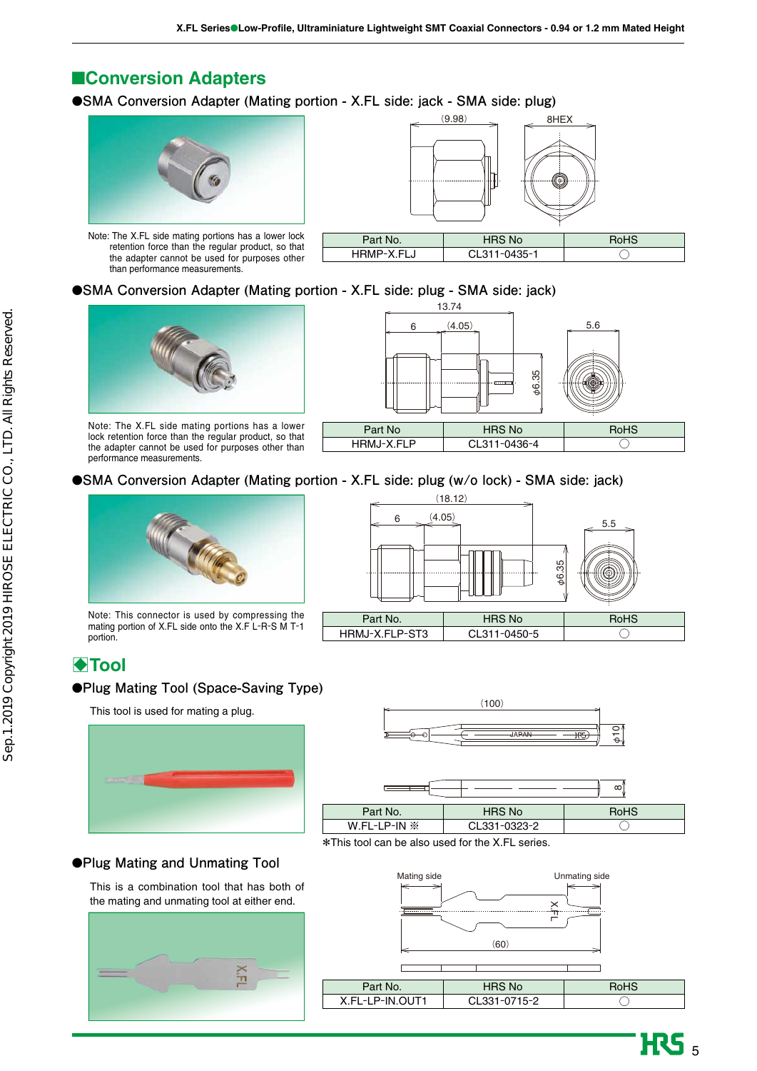## Conversion Adapters

### ●SMA Conversion Adapter (Mating portion - X.FL side: jack - SMA side: plug)

Note: The X.FL side mating portions has a lower lock retention force than the regular product, so that the adapter cannot be used for purposes other than performance measurements.

| Part No. | HRS No | RoHS |
| --- | --- | --- |
| HRMP-X.FLJ | CL311-0435-1 | ◯ |

### ●SMA Conversion Adapter (Mating portion - X.FL side: plug - SMA side: jack)

Note: The X.FL side mating portions has a lower lock retention force than the regular product, so that the adapter cannot be used for purposes other than performance measurements.

| Part No | HRS No | RoHS |
| --- | --- | --- |
| HRMJ-X.FLP | CL311-0436-4 | ◯ |

### ●SMA Conversion Adapter (Mating portion - X.FL side: plug (w/o lock) - SMA side: jack)

Note: This connector is used by compressing the mating portion of X.FL side onto the X.F L-R-S M T-1 portion.

| Part No. | HRS No | RoHS |
| --- | --- | --- |
| HRMJ-X.FLP-ST3 | CL311-0450-5 | ◯ |

## Tool

### ●Plug Mating Tool (Space-Saving Type)

This tool is used for mating a plug.

| Part No. | HRS No | RoHS |
| --- | --- | --- |
| W.FL-LP-IN ※ | CL331-0323-2 | ◯ |

*This tool can be also used for the X.FL series.

### ●Plug Mating and Unmating Tool

This is a combination tool that has both of the mating and unmating tool at either end.

| Part No. | HRS No | RoHS |
| --- | --- | --- |
| X.FL-LP-IN.OUT1 | CL331-0715-2 | ◯ |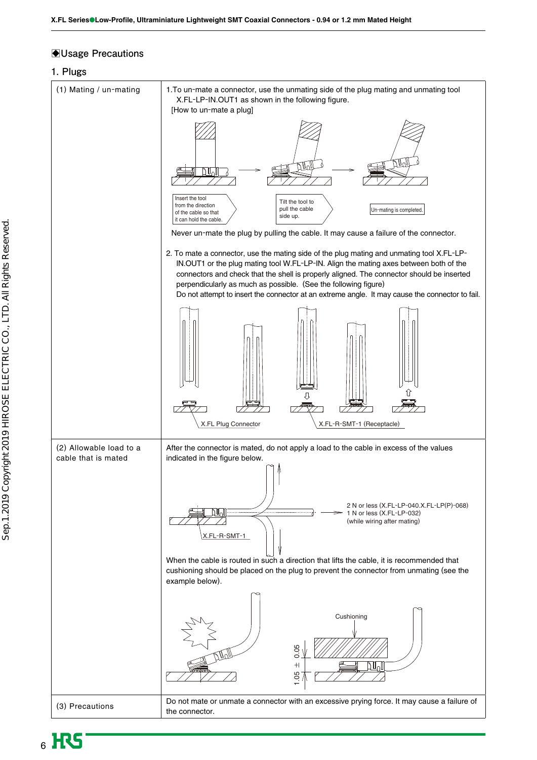## ◆Usage Precautions

### 1. Plugs

| | |
|---|---|
| (1) Mating / un-mating | 1.To un-mate a connector, use the unmating side of the plug mating and unmating tool X.FL-LP-IN.OUT1 as shown in the following figure.<br>[How to un-mate a plug]<br>Insert the tool from the direction of the cable so that it can hold the cable. → Tilt the tool to pull the cable side up. → Un-mating is completed.<br>Never un-mate the plug by pulling the cable. It may cause a failure of the connector.<br><br>2. To mate a connector, use the mating side of the plug mating and unmating tool X.FL-LP-IN.OUT1 or the plug mating tool W.FL-LP-IN. Align the mating axes between both of the connectors and check that the shell is properly aligned. The connector should be inserted perpendicularly as much as possible. (See the following figure)<br>Do not attempt to insert the connector at an extreme angle. It may cause the connector to fail.<br>X.FL Plug Connector X.FL-R-SMT-1 (Receptacle) |
| (2) Allowable load to a cable that is mated | After the connector is mated, do not apply a load to the cable in excess of the values indicated in the figure below.<br>X.FL-R-SMT-1<br>2 N or less (X.FL-LP-040.X.FL-LP(P)-068)<br>1 N or less (X.FL-LP-032)<br>(while wiring after mating)<br><br>When the cable is routed in such a direction that lifts the cable, it is recommended that cushioning should be placed on the plug to prevent the connector from unmating (see the example below).<br>Cushioning<br>1.05 ± 0.05 |
| (3) Precautions | Do not mate or unmate a connector with an excessive prying force. It may cause a failure of the connector. |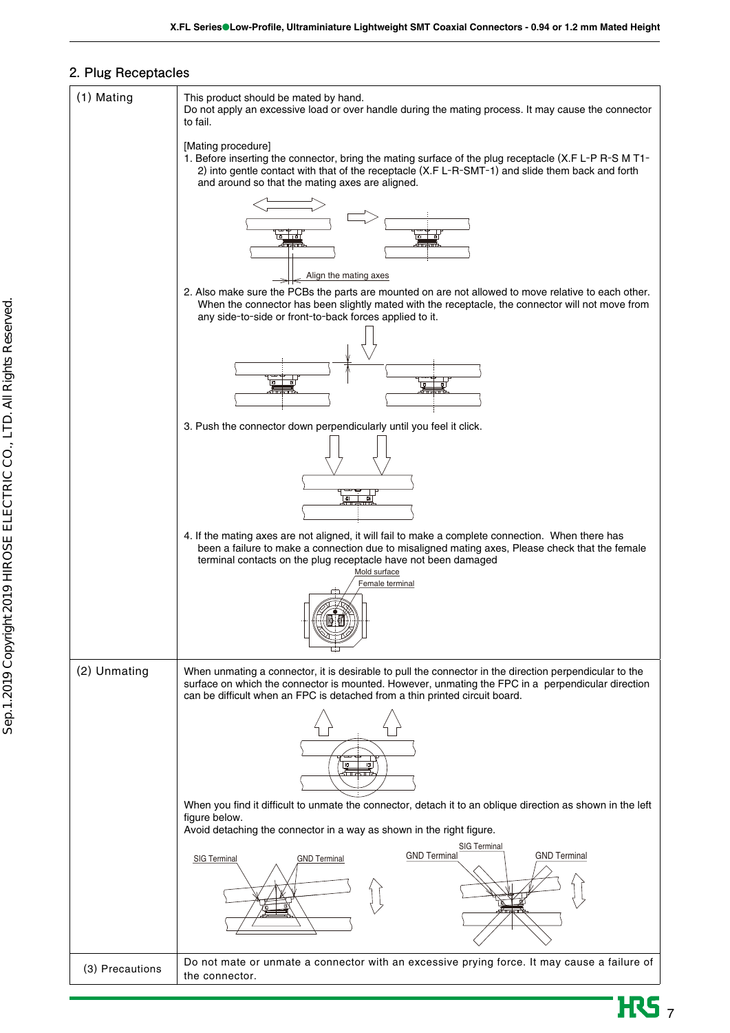## 2. Plug Receptacles

| | |
|---|---|
| (1) Mating | This product should be mated by hand.<br>Do not apply an excessive load or over handle during the mating process. It may cause the connector to fail.<br><br>[Mating procedure]<br>1. Before inserting the connector, bring the mating surface of the plug receptacle (X.F L-P R-S M T1-2) into gentle contact with that of the receptacle (X.F L-R-SMT-1) and slide them back and forth and around so that the mating axes are aligned.<br>Align the mating axes<br>2. Also make sure the PCBs the parts are mounted on are not allowed to move relative to each other. When the connector has been slightly mated with the receptacle, the connector will not move from any side-to-side or front-to-back forces applied to it.<br>3. Push the connector down perpendicularly until you feel it click.<br>4. If the mating axes are not aligned, it will fail to make a complete connection. When there has been a failure to make a connection due to misaligned mating axes, Please check that the female terminal contacts on the plug receptacle have not been damaged<br>Mold surface<br>Female terminal |
| (2) Unmating | When unmating a connector, it is desirable to pull the connector in the direction perpendicular to the surface on which the connector is mounted. However, unmating the FPC in a perpendicular direction can be difficult when an FPC is detached from a thin printed circuit board.<br><br>When you find it difficult to unmate the connector, detach it to an oblique direction as shown in the left figure below.<br>Avoid detaching the connector in a way as shown in the right figure.<br>SIG Terminal GND Terminal GND Terminal SIG Terminal GND Terminal |
| (3) Precautions | Do not mate or unmate a connector with an excessive prying force. It may cause a failure of the connector. |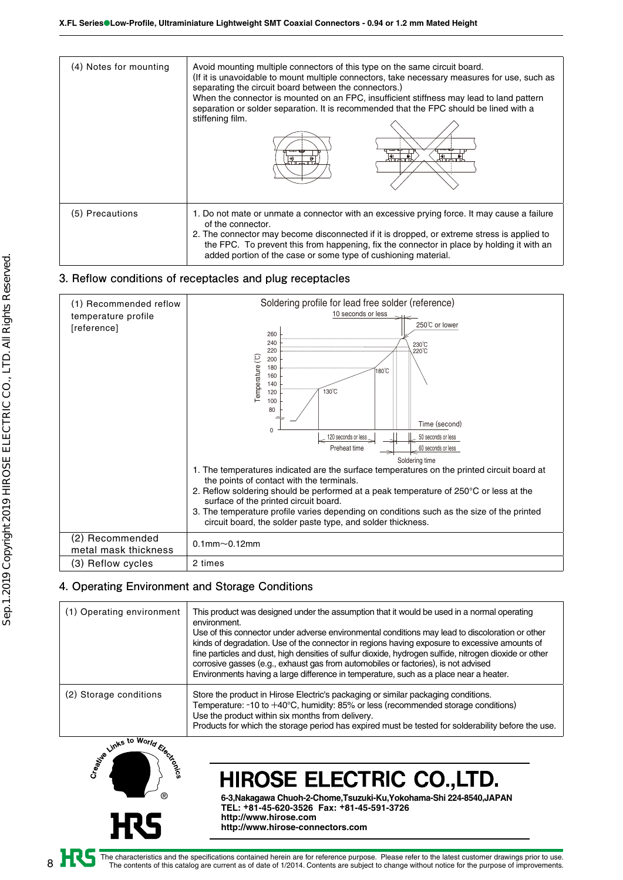| | |
|---|---|
| (4) Notes for mounting | Avoid mounting multiple connectors of this type on the same circuit board. (If it is unavoidable to mount multiple connectors, take necessary measures for use, such as separating the circuit board between the connectors.) When the connector is mounted on an FPC, insufficient stiffness may lead to land pattern separation or solder separation. It is recommended that the FPC should be lined with a stiffening film. |
| (5) Precautions | 1. Do not mate or unmate a connector with an excessive prying force. It may cause a failure of the connector. 2. The connector may become disconnected if it is dropped, or extreme stress is applied to the FPC. To prevent this from happening, fix the connector in place by holding it with an added portion of the case or some type of cushioning material. |

## 3. Reflow conditions of receptacles and plug receptacles

| | |
|---|---|
| (1) Recommended reflow temperature profile [reference] | Soldering profile for lead free solder (reference)<br><br>10 seconds or less<br>250℃ or lower<br>230℃<br>220℃<br>180℃<br>130℃<br>Temperature (℃)<br>260 240 220 200 180 160 140 120 100 80 0<br>Time (second)<br>120 seconds or less<br>Preheat time<br>50 seconds or less<br>60 seconds or less<br>Soldering time<br><br>1. The temperatures indicated are the surface temperatures on the printed circuit board at the points of contact with the terminals.<br>2. Reflow soldering should be performed at a peak temperature of 250°C or less at the surface of the printed circuit board.<br>3. The temperature profile varies depending on conditions such as the size of the printed circuit board, the solder paste type, and solder thickness. |
| (2) Recommended metal mask thickness | 0.1mm～0.12mm |
| (3) Reflow cycles | 2 times |

## 4. Operating Environment and Storage Conditions

| | |
|---|---|
| (1) Operating environment | This product was designed under the assumption that it would be used in a normal operating environment. Use of this connector under adverse environmental conditions may lead to discoloration or other kinds of degradation. Use of the connector in regions having exposure to excessive amounts of fine particles and dust, high densities of sulfur dioxide, hydrogen sulfide, nitrogen dioxide or other corrosive gasses (e.g., exhaust gas from automobiles or factories), is not advised Environments having a large difference in temperature, such as a place near a heater. |
| (2) Storage conditions | Store the product in Hirose Electric's packaging or similar packaging conditions. Temperature: -10 to +40°C, humidity: 85% or less (recommended storage conditions) Use the product within six months from delivery. Products for which the storage period has expired must be tested for solderability before the use. |

Creative Links to World Electronics

HRS

# HIROSE ELECTRIC CO.,LTD.

**6-3,Nakagawa Chuoh-2-Chome,Tsuzuki-Ku,Yokohama-Shi 224-8540,JAPAN**
**TEL: +81-45-620-3526 Fax: +81-45-591-3726**
**http://www.hirose.com**
**http://www.hirose-connectors.com**

The characteristics and the specifications contained herein are for reference purpose. Please refer to the latest customer drawings prior to use. The contents of this catalog are current as of date of 1/2014. Contents are subject to change without notice for the purpose of improvements.